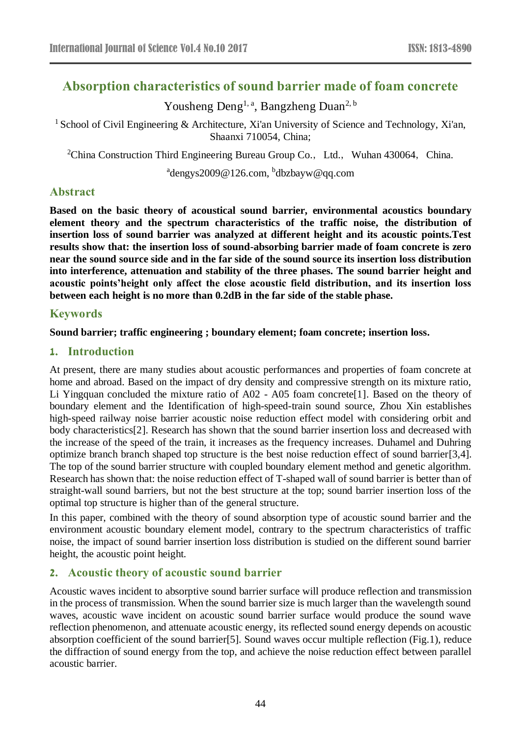# Absorption characteristics of sound barrier made of foam concrete

Yousheng Deng[1, a], Bangzheng Duan[2, b]

[1] School of Civil Engineering & Architecture, Xi'an University of Science and Technology, Xi'an, Shaanxi 710054, China;

[2]China Construction Third Engineering Bureau Group Co., Ltd., Wuhan 430064, China.

[a]dengys2009@126.com, [b]dbzbayw@qq.com

## Abstract

**Based on the basic theory of acoustical sound barrier, environmental acoustics boundary element theory and the spectrum characteristics of the traffic noise, the distribution of insertion loss of sound barrier was analyzed at different height and its acoustic points.Test results show that: the insertion loss of sound-absorbing barrier made of foam concrete is zero near the sound source side and in the far side of the sound source its insertion loss distribution into interference, attenuation and stability of the three phases. The sound barrier height and acoustic points'height only affect the close acoustic field distribution, and its insertion loss between each height is no more than 0.2dB in the far side of the stable phase.**

## Keywords

**Sound barrier; traffic engineering ; boundary element; foam concrete; insertion loss.**

## 1. Introduction

At present, there are many studies about acoustic performances and properties of foam concrete at home and abroad. Based on the impact of dry density and compressive strength on its mixture ratio, Li Yingquan concluded the mixture ratio of A02 - A05 foam concrete[1]. Based on the theory of boundary element and the Identification of high-speed-train sound source, Zhou Xin establishes high-speed railway noise barrier acoustic noise reduction effect model with considering orbit and body characteristics[2]. Research has shown that the sound barrier insertion loss and decreased with the increase of the speed of the train, it increases as the frequency increases. Duhamel and Duhring optimize branch branch shaped top structure is the best noise reduction effect of sound barrier[3,4]. The top of the sound barrier structure with coupled boundary element method and genetic algorithm. Research has shown that: the noise reduction effect of T-shaped wall of sound barrier is better than of straight-wall sound barriers, but not the best structure at the top; sound barrier insertion loss of the optimal top structure is higher than of the general structure.

In this paper, combined with the theory of sound absorption type of acoustic sound barrier and the environment acoustic boundary element model, contrary to the spectrum characteristics of traffic noise, the impact of sound barrier insertion loss distribution is studied on the different sound barrier height, the acoustic point height.

## 2. Acoustic theory of acoustic sound barrier

Acoustic waves incident to absorptive sound barrier surface will produce reflection and transmission in the process of transmission. When the sound barrier size is much larger than the wavelength sound waves, acoustic wave incident on acoustic sound barrier surface would produce the sound wave reflection phenomenon, and attenuate acoustic energy, its reflected sound energy depends on acoustic absorption coefficient of the sound barrier[5]. Sound waves occur multiple reflection (Fig.1), reduce the diffraction of sound energy from the top, and achieve the noise reduction effect between parallel acoustic barrier.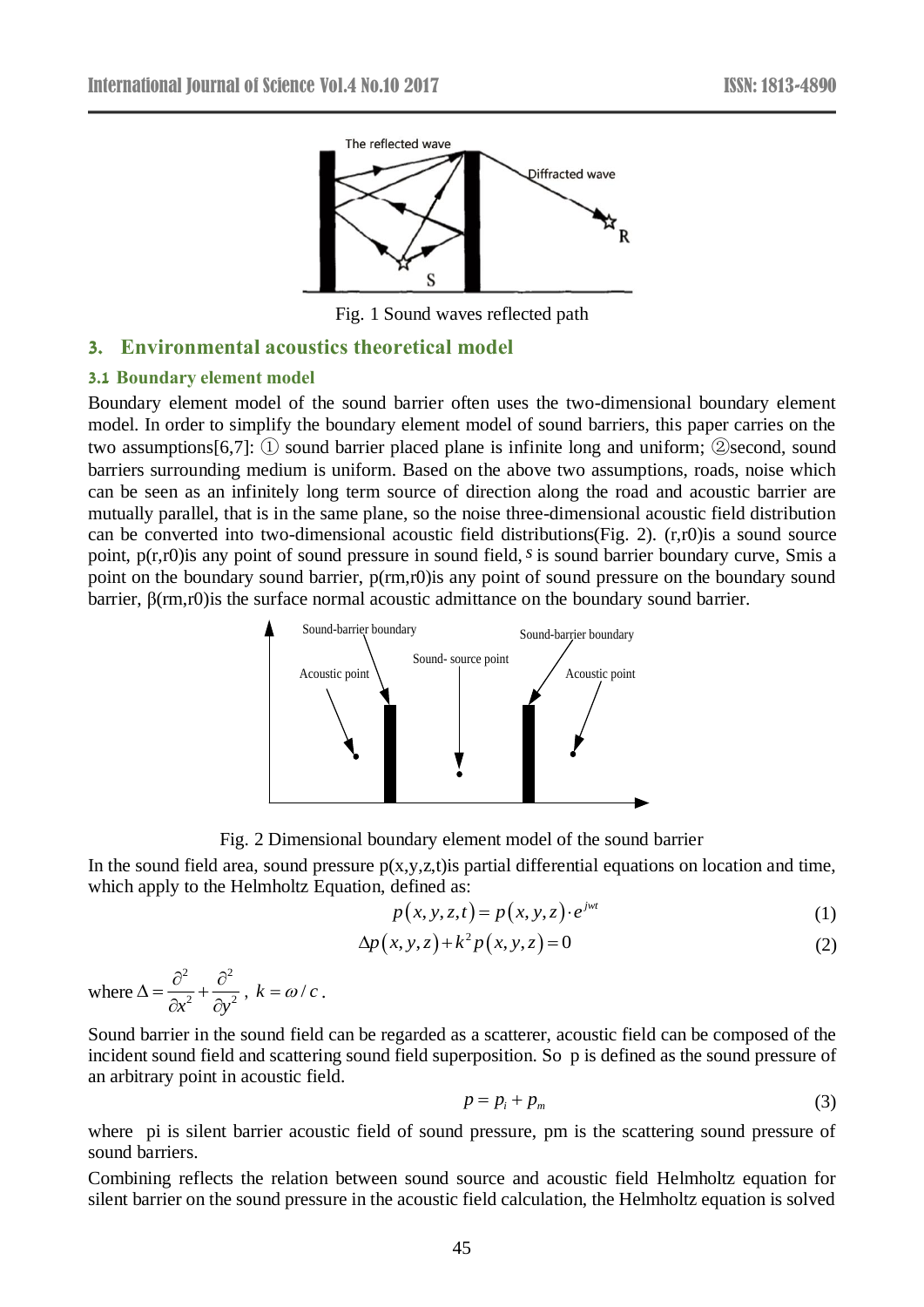Fig. 1 Sound waves reflected path

## 3. Environmental acoustics theoretical model

### 3.1 Boundary element model

Boundary element model of the sound barrier often uses the two-dimensional boundary element model. In order to simplify the boundary element model of sound barriers, this paper carries on the two assumptions[6,7]: ① sound barrier placed plane is infinite long and uniform; ②second, sound barriers surrounding medium is uniform. Based on the above two assumptions, roads, noise which can be seen as an infinitely long term source of direction along the road and acoustic barrier are mutually parallel, that is in the same plane, so the noise three-dimensional acoustic field distribution can be converted into two-dimensional acoustic field distributions(Fig. 2). (r,r0)is a sound source point, p(r,r0)is any point of sound pressure in sound field, $s$ is sound barrier boundary curve, Smis a point on the boundary sound barrier, p(rm,r0)is any point of sound pressure on the boundary sound barrier, β(rm,r0)is the surface normal acoustic admittance on the boundary sound barrier.

Fig. 2 Dimensional boundary element model of the sound barrier

In the sound field area, sound pressure p(x,y,z,t)is partial differential equations on location and time, which apply to the Helmholtz Equation, defined as:

$$p(x,y,z,t) = p(x,y,z)\cdot e^{jwt} \tag{1}$$

$$\Delta p(x,y,z) + k^2 p(x,y,z) = 0 \tag{2}$$

where $\Delta = \dfrac{\partial^2}{\partial x^2} + \dfrac{\partial^2}{\partial y^2}$, $k = \omega / c$.

Sound barrier in the sound field can be regarded as a scatterer, acoustic field can be composed of the incident sound field and scattering sound field superposition. So p is defined as the sound pressure of an arbitrary point in acoustic field.

$$p = p_i + p_m \tag{3}$$

where pi is silent barrier acoustic field of sound pressure, pm is the scattering sound pressure of sound barriers.

Combining reflects the relation between sound source and acoustic field Helmholtz equation for silent barrier on the sound pressure in the acoustic field calculation, the Helmholtz equation is solved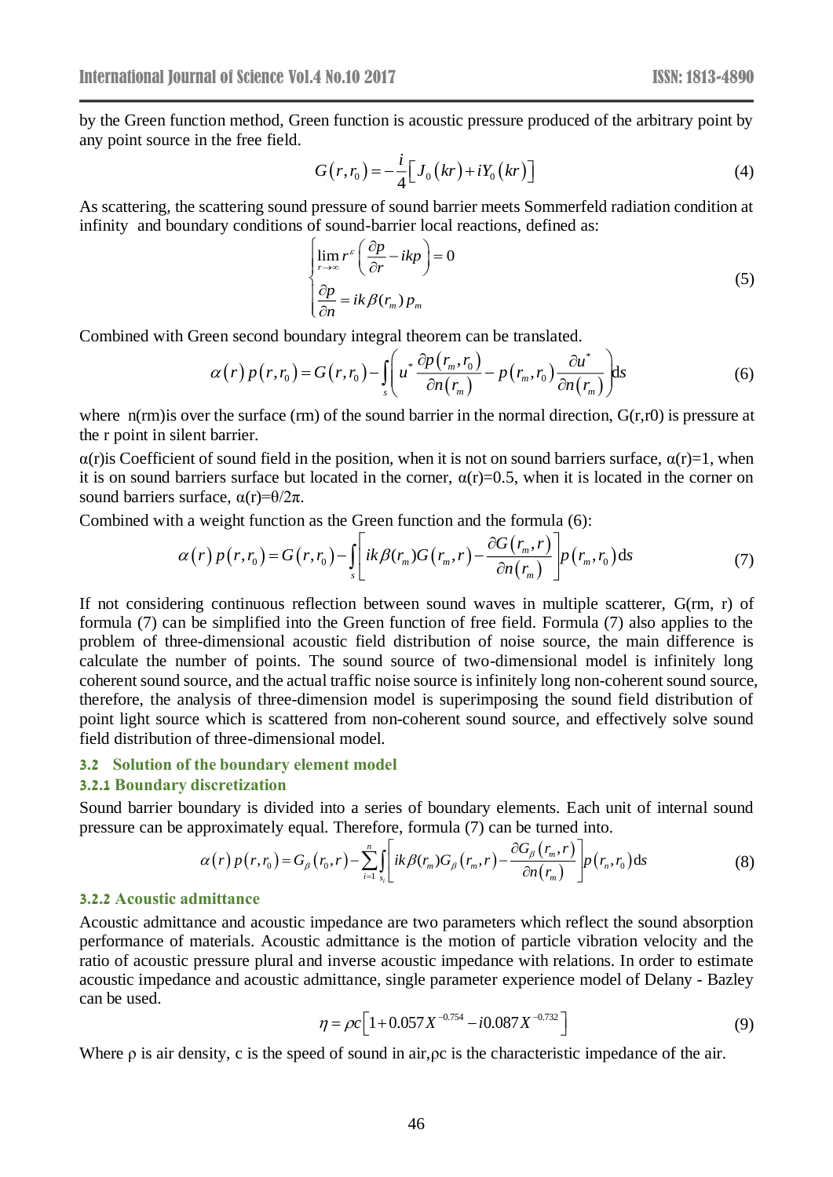by the Green function method, Green function is acoustic pressure produced of the arbitrary point by any point source in the free field.

$$G\left(r,r_0\right)=-\frac{i}{4}\left[J_0\left(kr\right)+iY_0\left(kr\right)\right] \tag{4}$$

As scattering, the scattering sound pressure of sound barrier meets Sommerfeld radiation condition at infinity and boundary conditions of sound-barrier local reactions, defined as:

$$\begin{cases}\lim\limits_{r\to\infty} r^{\varepsilon}\left(\dfrac{\partial p}{\partial r}-ikp\right)=0\\[2mm] \dfrac{\partial p}{\partial n}=ik\beta(r_m)\,p_m\end{cases} \tag{5}$$

Combined with Green second boundary integral theorem can be translated.

$$\alpha\left(r\right)p\left(r,r_0\right)=G\left(r,r_0\right)-\int_s\left(u^*\frac{\partial p\left(r_m,r_0\right)}{\partial n\left(r_m\right)}-p\left(r_m,r_0\right)\frac{\partial u^*}{\partial n\left(r_m\right)}\right)\mathrm{d}s \tag{6}$$

where n(rm)is over the surface (rm) of the sound barrier in the normal direction, G(r,r0) is pressure at the r point in silent barrier.

α(r)is Coefficient of sound field in the position, when it is not on sound barriers surface, α(r)=1, when it is on sound barriers surface but located in the corner, α(r)=0.5, when it is located in the corner on sound barriers surface, α(r)=θ/2π.

Combined with a weight function as the Green function and the formula (6):

$$\alpha\left(r\right)p\left(r,r_0\right)=G\left(r,r_0\right)-\int_s\left[ik\beta(r_m)G\left(r_m,r\right)-\frac{\partial G\left(r_m,r\right)}{\partial n\left(r_m\right)}\right]p\left(r_m,r_0\right)\mathrm{d}s \tag{7}$$

If not considering continuous reflection between sound waves in multiple scatterer, G(rm, r) of formula (7) can be simplified into the Green function of free field. Formula (7) also applies to the problem of three-dimensional acoustic field distribution of noise source, the main difference is calculate the number of points. The sound source of two-dimensional model is infinitely long coherent sound source, and the actual traffic noise source is infinitely long non-coherent sound source, therefore, the analysis of three-dimension model is superimposing the sound field distribution of point light source which is scattered from non-coherent sound source, and effectively solve sound field distribution of three-dimensional model.

### 3.2 Solution of the boundary element model

#### 3.2.1 Boundary discretization

Sound barrier boundary is divided into a series of boundary elements. Each unit of internal sound pressure can be approximately equal. Therefore, formula (7) can be turned into.

$$\alpha\left(r\right)p\left(r,r_0\right)=G_\beta\left(r_0,r\right)-\sum_{i=1}^{n}\int_{s_i}\left[ik\beta(r_m)G_\beta\left(r_m,r\right)-\frac{\partial G_\beta\left(r_m,r\right)}{\partial n\left(r_m\right)}\right]p\left(r_n,r_0\right)\mathrm{d}s \tag{8}$$

#### 3.2.2 Acoustic admittance

Acoustic admittance and acoustic impedance are two parameters which reflect the sound absorption performance of materials. Acoustic admittance is the motion of particle vibration velocity and the ratio of acoustic pressure plural and inverse acoustic impedance with relations. In order to estimate acoustic impedance and acoustic admittance, single parameter experience model of Delany - Bazley can be used.

$$\eta=\rho c\left[1+0.057X^{-0.754}-i0.087X^{-0.732}\right] \tag{9}$$

Where ρ is air density, c is the speed of sound in air,ρc is the characteristic impedance of the air.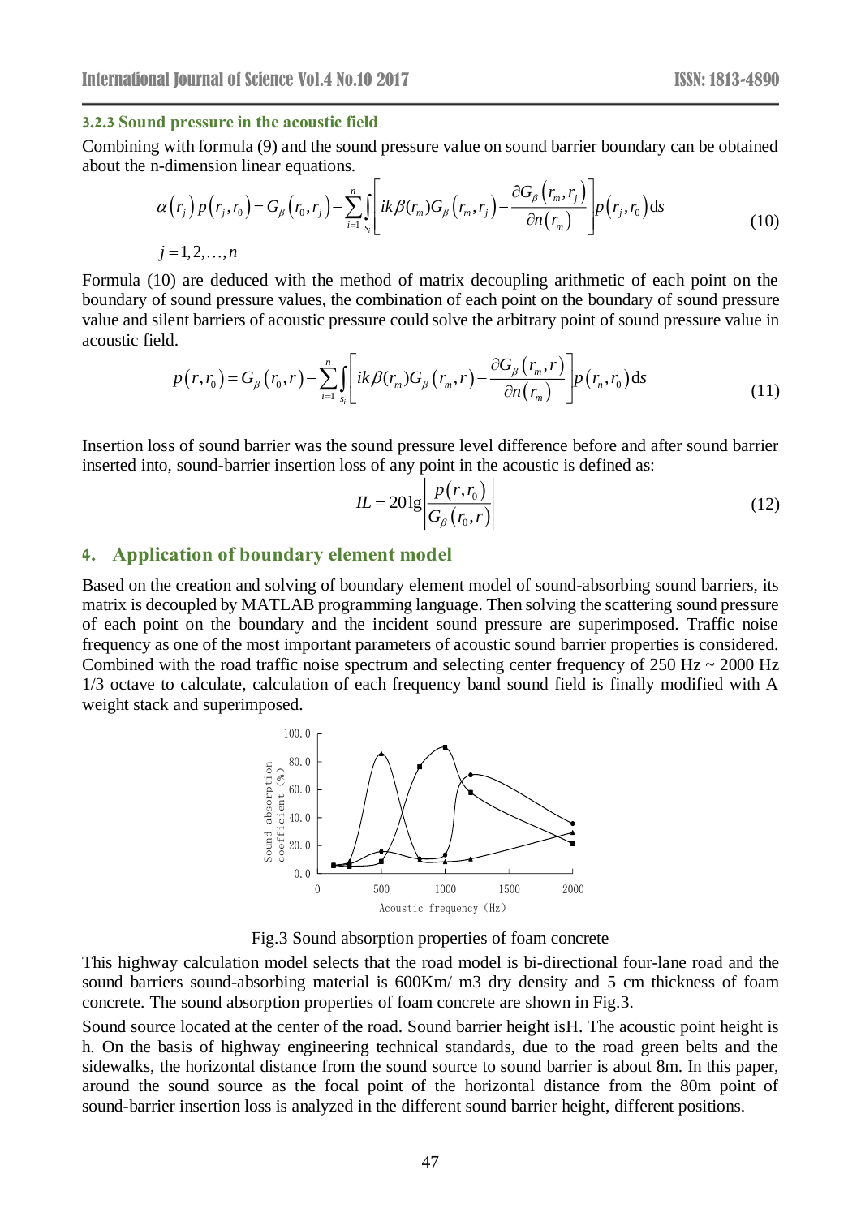### 3.2.3 Sound pressure in the acoustic field

Combining with formula (9) and the sound pressure value on sound barrier boundary can be obtained about the n-dimension linear equations.

$$\alpha\left(r_j\right) p\left(r_j, r_0\right)=G_\beta\left(r_0, r_j\right)-\sum_{i=1}^n \int_{s_i}\left[i k \beta(r_m) G_\beta\left(r_m, r_j\right)-\frac{\partial G_\beta\left(r_m, r_j\right)}{\partial n\left(r_m\right)}\right] p\left(r_j, r_0\right) \mathrm{d} s \tag{10}$$

$j=1,2,\ldots,n$

Formula (10) are deduced with the method of matrix decoupling arithmetic of each point on the boundary of sound pressure values, the combination of each point on the boundary of sound pressure value and silent barriers of acoustic pressure could solve the arbitrary point of sound pressure value in acoustic field.

$$p\left(r, r_0\right)=G_\beta\left(r_0, r\right)-\sum_{i=1}^n \int_{s_i}\left[i k \beta(r_m) G_\beta\left(r_m, r\right)-\frac{\partial G_\beta\left(r_m, r\right)}{\partial n\left(r_m\right)}\right] p\left(r_n, r_0\right) \mathrm{d} s \tag{11}$$

Insertion loss of sound barrier was the sound pressure level difference before and after sound barrier inserted into, sound-barrier insertion loss of any point in the acoustic is defined as:

$$IL=20\lg\left|\frac{p\left(r, r_0\right)}{G_\beta\left(r_0, r\right)}\right| \tag{12}$$

## 4. Application of boundary element model

Based on the creation and solving of boundary element model of sound-absorbing sound barriers, its matrix is decoupled by MATLAB programming language. Then solving the scattering sound pressure of each point on the boundary and the incident sound pressure are superimposed. Traffic noise frequency as one of the most important parameters of acoustic sound barrier properties is considered. Combined with the road traffic noise spectrum and selecting center frequency of 250 Hz ~ 2000 Hz 1/3 octave to calculate, calculation of each frequency band sound field is finally modified with A weight stack and superimposed.

Fig.3 Sound absorption properties of foam concrete

This highway calculation model selects that the road model is bi-directional four-lane road and the sound barriers sound-absorbing material is 600Km/ m3 dry density and 5 cm thickness of foam concrete. The sound absorption properties of foam concrete are shown in Fig.3.

Sound source located at the center of the road. Sound barrier height isH. The acoustic point height is h. On the basis of highway engineering technical standards, due to the road green belts and the sidewalks, the horizontal distance from the sound source to sound barrier is about 8m. In this paper, around the sound source as the focal point of the horizontal distance from the 80m point of sound-barrier insertion loss is analyzed in the different sound barrier height, different positions.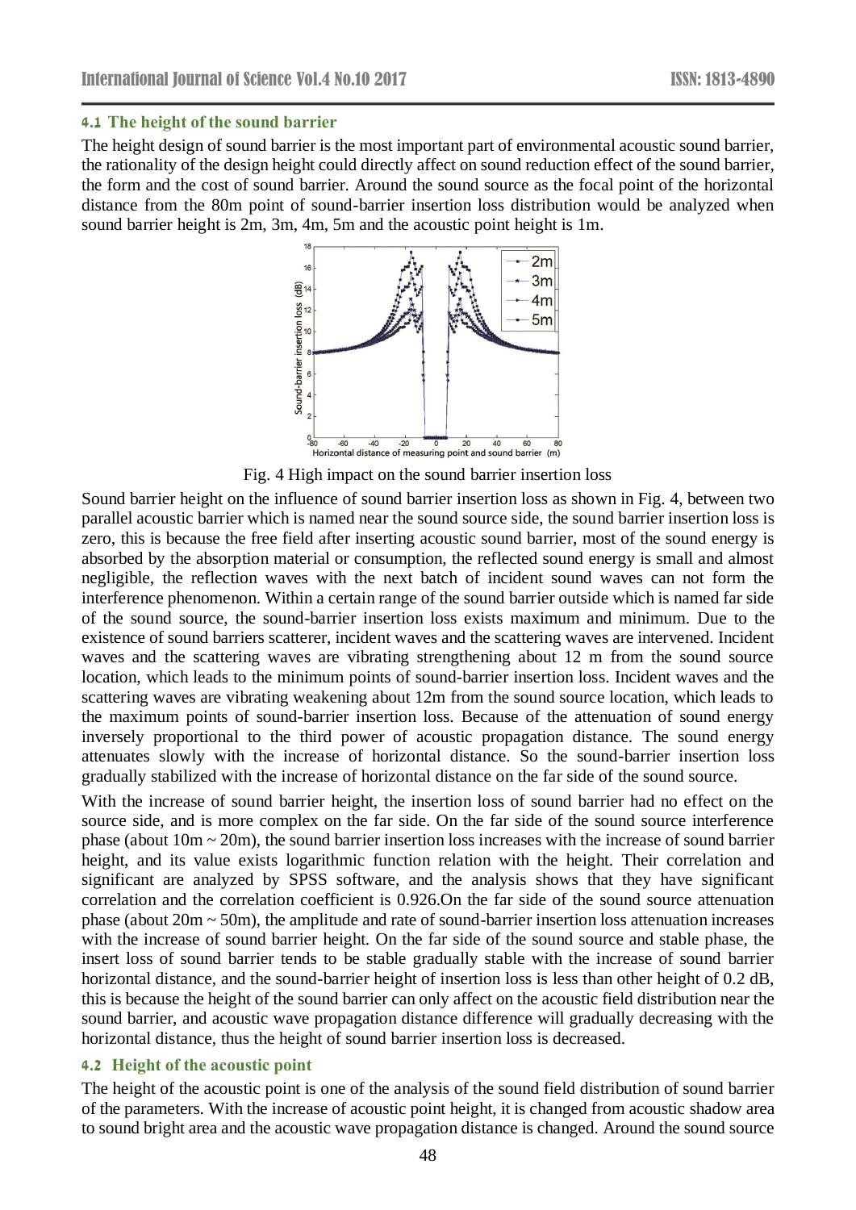### 4.1 The height of the sound barrier

The height design of sound barrier is the most important part of environmental acoustic sound barrier, the rationality of the design height could directly affect on sound reduction effect of the sound barrier, the form and the cost of sound barrier. Around the sound source as the focal point of the horizontal distance from the 80m point of sound-barrier insertion loss distribution would be analyzed when sound barrier height is 2m, 3m, 4m, 5m and the acoustic point height is 1m.

Fig. 4 High impact on the sound barrier insertion loss

Sound barrier height on the influence of sound barrier insertion loss as shown in Fig. 4, between two parallel acoustic barrier which is named near the sound source side, the sound barrier insertion loss is zero, this is because the free field after inserting acoustic sound barrier, most of the sound energy is absorbed by the absorption material or consumption, the reflected sound energy is small and almost negligible, the reflection waves with the next batch of incident sound waves can not form the interference phenomenon. Within a certain range of the sound barrier outside which is named far side of the sound source, the sound-barrier insertion loss exists maximum and minimum. Due to the existence of sound barriers scatterer, incident waves and the scattering waves are intervened. Incident waves and the scattering waves are vibrating strengthening about 12 m from the sound source location, which leads to the minimum points of sound-barrier insertion loss. Incident waves and the scattering waves are vibrating weakening about 12m from the sound source location, which leads to the maximum points of sound-barrier insertion loss. Because of the attenuation of sound energy inversely proportional to the third power of acoustic propagation distance. The sound energy attenuates slowly with the increase of horizontal distance. So the sound-barrier insertion loss gradually stabilized with the increase of horizontal distance on the far side of the sound source.

With the increase of sound barrier height, the insertion loss of sound barrier had no effect on the source side, and is more complex on the far side. On the far side of the sound source interference phase (about 10m ~ 20m), the sound barrier insertion loss increases with the increase of sound barrier height, and its value exists logarithmic function relation with the height. Their correlation and significant are analyzed by SPSS software, and the analysis shows that they have significant correlation and the correlation coefficient is 0.926.On the far side of the sound source attenuation phase (about 20m ~ 50m), the amplitude and rate of sound-barrier insertion loss attenuation increases with the increase of sound barrier height. On the far side of the sound source and stable phase, the insert loss of sound barrier tends to be stable gradually stable with the increase of sound barrier horizontal distance, and the sound-barrier height of insertion loss is less than other height of 0.2 dB, this is because the height of the sound barrier can only affect on the acoustic field distribution near the sound barrier, and acoustic wave propagation distance difference will gradually decreasing with the horizontal distance, thus the height of sound barrier insertion loss is decreased.

### 4.2 Height of the acoustic point

The height of the acoustic point is one of the analysis of the sound field distribution of sound barrier of the parameters. With the increase of acoustic point height, it is changed from acoustic shadow area to sound bright area and the acoustic wave propagation distance is changed. Around the sound source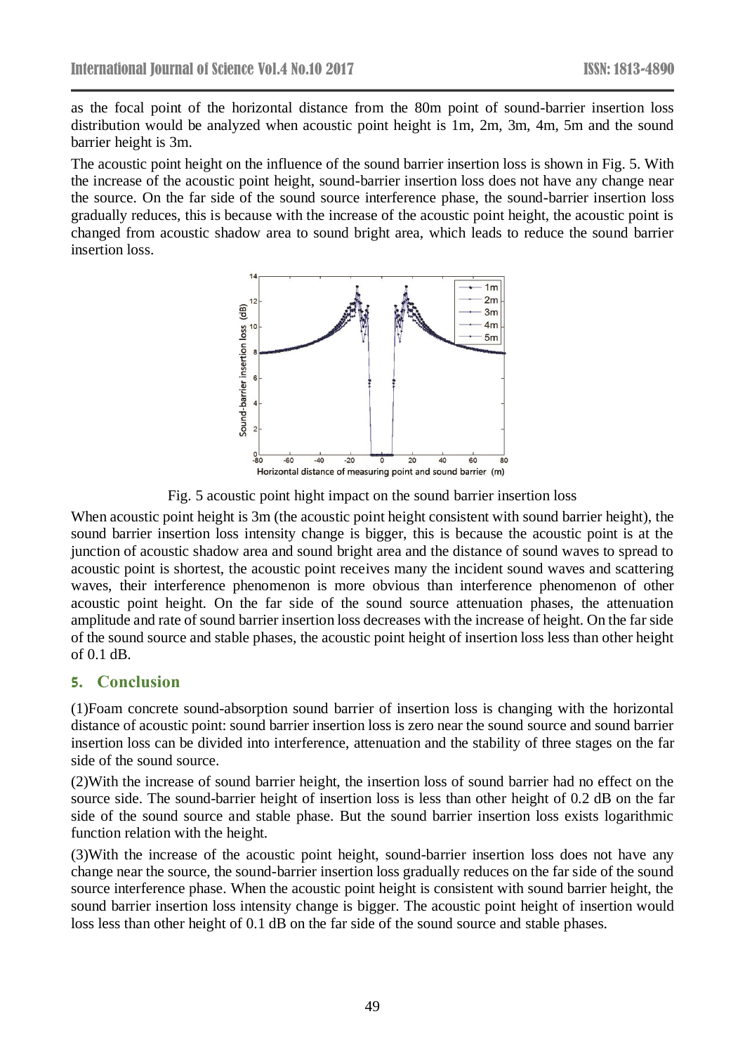as the focal point of the horizontal distance from the 80m point of sound-barrier insertion loss distribution would be analyzed when acoustic point height is 1m, 2m, 3m, 4m, 5m and the sound barrier height is 3m.

The acoustic point height on the influence of the sound barrier insertion loss is shown in Fig. 5. With the increase of the acoustic point height, sound-barrier insertion loss does not have any change near the source. On the far side of the sound source interference phase, the sound-barrier insertion loss gradually reduces, this is because with the increase of the acoustic point height, the acoustic point is changed from acoustic shadow area to sound bright area, which leads to reduce the sound barrier insertion loss.

Fig. 5 acoustic point hight impact on the sound barrier insertion loss

When acoustic point height is 3m (the acoustic point height consistent with sound barrier height), the sound barrier insertion loss intensity change is bigger, this is because the acoustic point is at the junction of acoustic shadow area and sound bright area and the distance of sound waves to spread to acoustic point is shortest, the acoustic point receives many the incident sound waves and scattering waves, their interference phenomenon is more obvious than interference phenomenon of other acoustic point height. On the far side of the sound source attenuation phases, the attenuation amplitude and rate of sound barrier insertion loss decreases with the increase of height. On the far side of the sound source and stable phases, the acoustic point height of insertion loss less than other height of 0.1 dB.

## 5. Conclusion

(1)Foam concrete sound-absorption sound barrier of insertion loss is changing with the horizontal distance of acoustic point: sound barrier insertion loss is zero near the sound source and sound barrier insertion loss can be divided into interference, attenuation and the stability of three stages on the far side of the sound source.

(2)With the increase of sound barrier height, the insertion loss of sound barrier had no effect on the source side. The sound-barrier height of insertion loss is less than other height of 0.2 dB on the far side of the sound source and stable phase. But the sound barrier insertion loss exists logarithmic function relation with the height.

(3)With the increase of the acoustic point height, sound-barrier insertion loss does not have any change near the source, the sound-barrier insertion loss gradually reduces on the far side of the sound source interference phase. When the acoustic point height is consistent with sound barrier height, the sound barrier insertion loss intensity change is bigger. The acoustic point height of insertion would loss less than other height of 0.1 dB on the far side of the sound source and stable phases.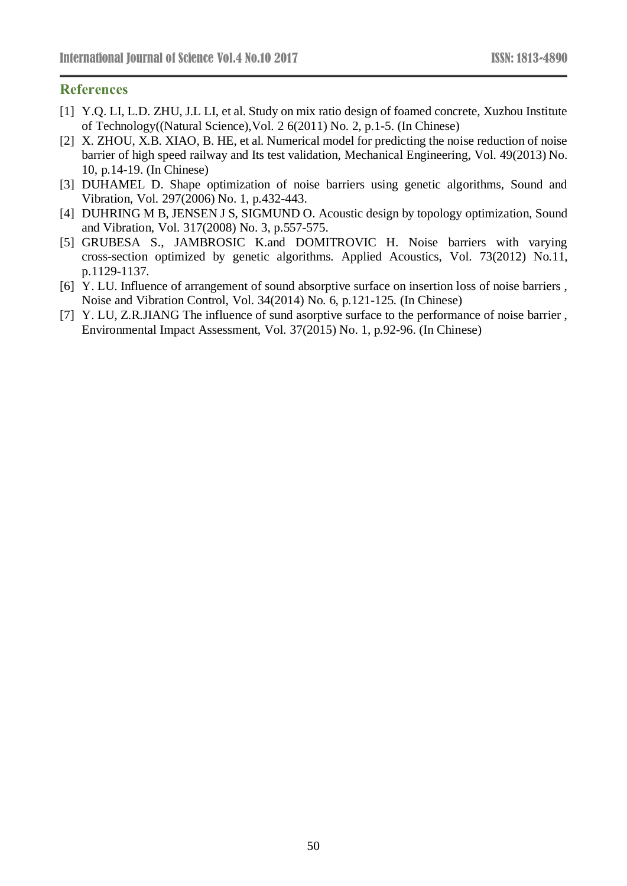## References

[1] Y.Q. LI, L.D. ZHU, J.L LI, et al. Study on mix ratio design of foamed concrete, Xuzhou Institute of Technology((Natural Science),Vol. 2 6(2011) No. 2, p.1-5. (In Chinese)

[2] X. ZHOU, X.B. XIAO, B. HE, et al. Numerical model for predicting the noise reduction of noise barrier of high speed railway and Its test validation, Mechanical Engineering, Vol. 49(2013) No. 10, p.14-19. (In Chinese)

[3] DUHAMEL D. Shape optimization of noise barriers using genetic algorithms, Sound and Vibration, Vol. 297(2006) No. 1, p.432-443.

[4] DUHRING M B, JENSEN J S, SIGMUND O. Acoustic design by topology optimization, Sound and Vibration, Vol. 317(2008) No. 3, p.557-575.

[5] GRUBESA S., JAMBROSIC K.and DOMITROVIC H. Noise barriers with varying cross-section optimized by genetic algorithms. Applied Acoustics, Vol. 73(2012) No.11, p.1129-1137.

[6] Y. LU. Influence of arrangement of sound absorptive surface on insertion loss of noise barriers , Noise and Vibration Control, Vol. 34(2014) No. 6, p.121-125. (In Chinese)

[7] Y. LU, Z.R.JIANG The influence of sund asorptive surface to the performance of noise barrier , Environmental Impact Assessment, Vol. 37(2015) No. 1, p.92-96. (In Chinese)